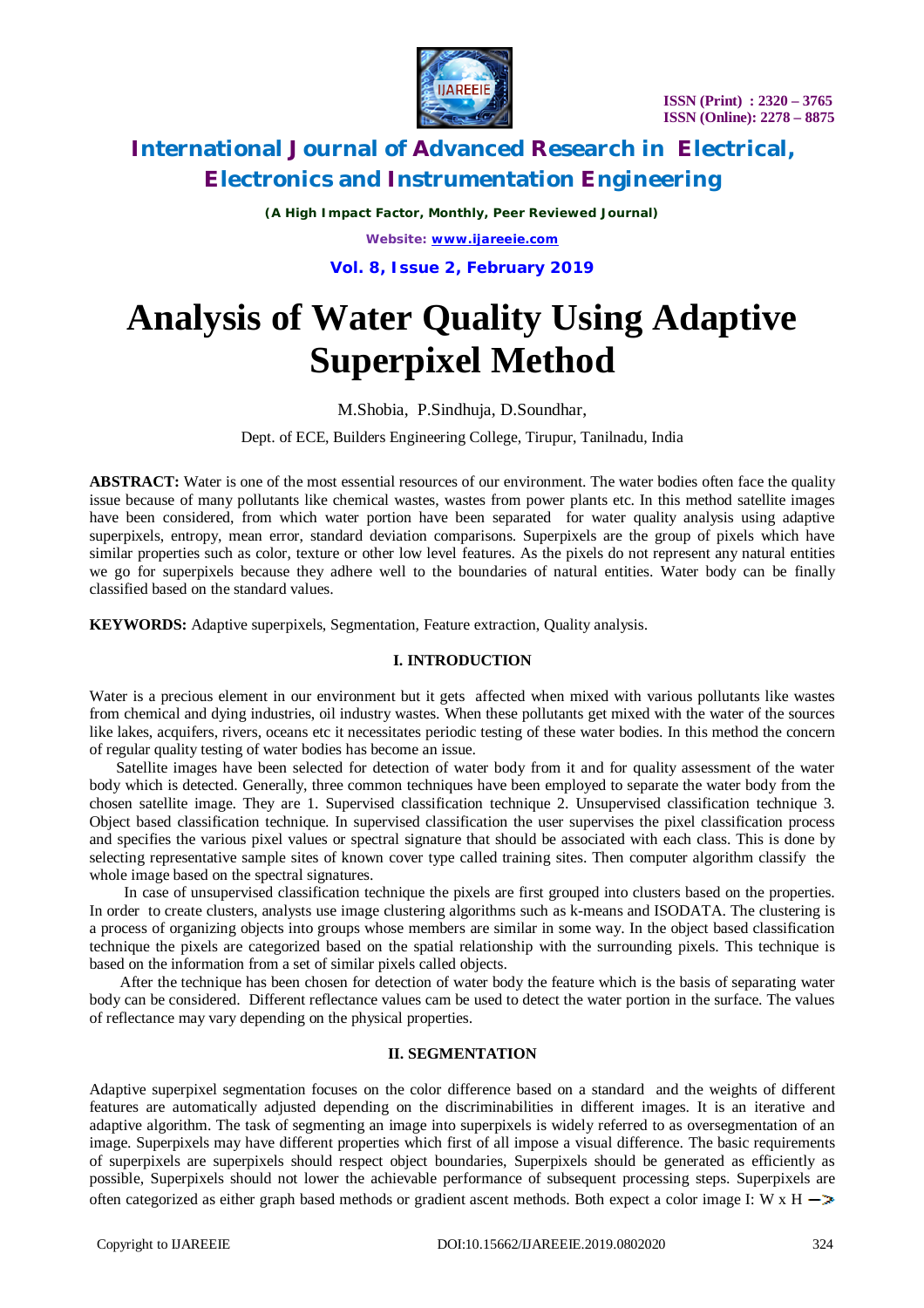# Analysis of Water Quality Using Adaptive Superpixel Method

M.Shobia, P.Sindhuja, D.Soundhar,

Dept. of ECE, Builders Engineering College, Tirupur, Tanilnadu, India

**ABSTRACT:** Water is one of the most essential resources of our environment. The water bodies often face the quality issue because of many pollutants like chemical wastes, wastes from power plants etc. In this method satellite images have been considered, from which water portion have been separated for water quality analysis using adaptive superpixels, entropy, mean error, standard deviation comparisons. Superpixels are the group of pixels which have similar properties such as color, texture or other low level features. As the pixels do not represent any natural entities we go for superpixels because they adhere well to the boundaries of natural entities. Water body can be finally classified based on the standard values.

**KEYWORDS:** Adaptive superpixels, Segmentation, Feature extraction, Quality analysis.

## I. INTRODUCTION

Water is a precious element in our environment but it gets affected when mixed with various pollutants like wastes from chemical and dying industries, oil industry wastes. When these pollutants get mixed with the water of the sources like lakes, acquifers, rivers, oceans etc it necessitates periodic testing of these water bodies. In this method the concern of regular quality testing of water bodies has become an issue.

Satellite images have been selected for detection of water body from it and for quality assessment of the water body which is detected. Generally, three common techniques have been employed to separate the water body from the chosen satellite image. They are 1. Supervised classification technique 2. Unsupervised classification technique 3. Object based classification technique. In supervised classification the user supervises the pixel classification process and specifies the various pixel values or spectral signature that should be associated with each class. This is done by selecting representative sample sites of known cover type called training sites. Then computer algorithm classify the whole image based on the spectral signatures.

In case of unsupervised classification technique the pixels are first grouped into clusters based on the properties. In order to create clusters, analysts use image clustering algorithms such as k-means and ISODATA. The clustering is a process of organizing objects into groups whose members are similar in some way. In the object based classification technique the pixels are categorized based on the spatial relationship with the surrounding pixels. This technique is based on the information from a set of similar pixels called objects.

After the technique has been chosen for detection of water body the feature which is the basis of separating water body can be considered. Different reflectance values cam be used to detect the water portion in the surface. The values of reflectance may vary depending on the physical properties.

## II. SEGMENTATION

Adaptive superpixel segmentation focuses on the color difference based on a standard and the weights of different features are automatically adjusted depending on the discriminabilities in different images. It is an iterative and adaptive algorithm. The task of segmenting an image into superpixels is widely referred to as oversegmentation of an image. Superpixels may have different properties which first of all impose a visual difference. The basic requirements of superpixels are superpixels should respect object boundaries, Superpixels should be generated as efficiently as possible, Superpixels should not lower the achievable performance of subsequent processing steps. Superpixels are often categorized as either graph based methods or gradient ascent methods. Both expect a color image $I: W \times H \rightarrow$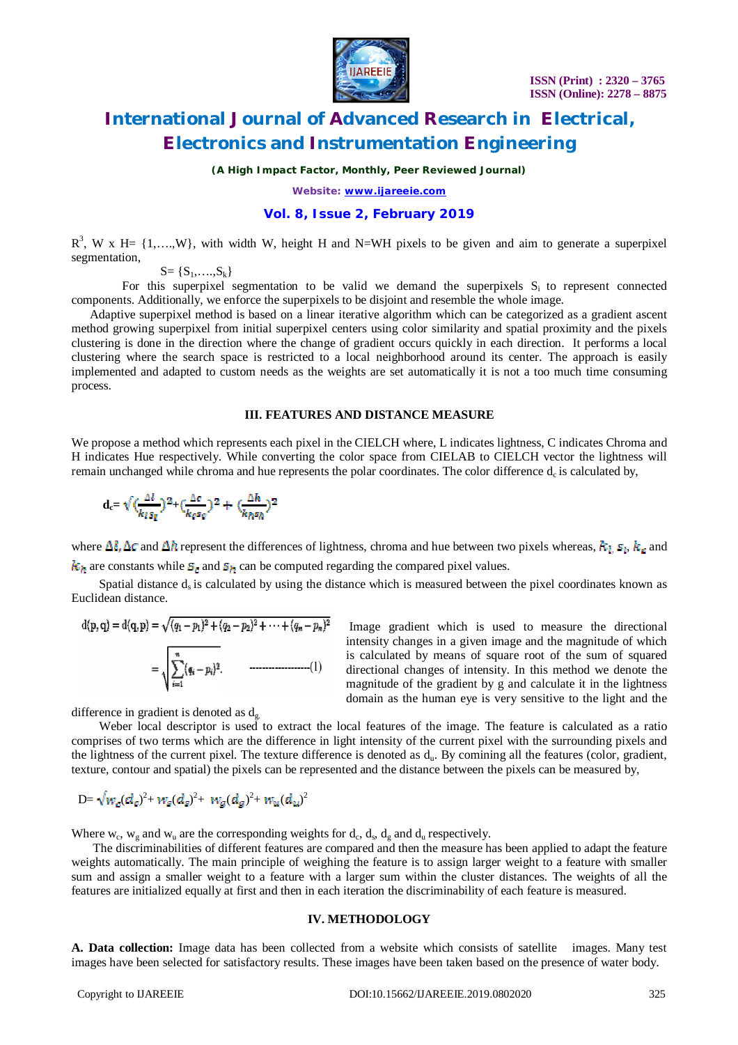$R^3$, W x H= {1,….,W}, with width W, height H and N=WH pixels to be given and aim to generate a superpixel segmentation,

$$S= \{S_1,\ldots,S_k\}$$

For this superpixel segmentation to be valid we demand the superpixels $S_i$ to represent connected components. Additionally, we enforce the superpixels to be disjoint and resemble the whole image.

Adaptive superpixel method is based on a linear iterative algorithm which can be categorized as a gradient ascent method growing superpixel from initial superpixel centers using color similarity and spatial proximity and the pixels clustering is done in the direction where the change of gradient occurs quickly in each direction. It performs a local clustering where the search space is restricted to a local neighborhood around its center. The approach is easily implemented and adapted to custom needs as the weights are set automatically it is not a too much time consuming process.

## III. FEATURES AND DISTANCE MEASURE

We propose a method which represents each pixel in the CIELCH where, L indicates lightness, C indicates Chroma and H indicates Hue respectively. While converting the color space from CIELAB to CIELCH vector the lightness will remain unchanged while chroma and hue represents the polar coordinates. The color difference $d_c$ is calculated by,

$$d_c= \sqrt{\left(\frac{\Delta l}{k_l s_l}\right)^2+\left(\frac{\Delta c}{k_c s_c}\right)^2+\left(\frac{\Delta h}{k_h s_h}\right)^2}$$

where $\Delta l, \Delta c$ and $\Delta h$ represent the differences of lightness, chroma and hue between two pixels whereas, $k_l$, $s_l$, $k_c$ and $k_h$ are constants while $s_c$ and $s_h$ can be computed regarding the compared pixel values.

Spatial distance $d_s$ is calculated by using the distance which is measured between the pixel coordinates known as Euclidean distance.

$$d(p,q) = d(q,p) = \sqrt{(q_1-p_1)^2+(q_2-p_2)^2+\cdots+(q_n-p_n)^2}$$

$$= \sqrt{\sum_{i=1}^{n}(q_i-p_i)^2}. \quad \text{------------------(1)}$$

Image gradient which is used to measure the directional intensity changes in a given image and the magnitude of which is calculated by means of square root of the sum of squared directional changes of intensity. In this method we denote the magnitude of the gradient by g and calculate it in the lightness domain as the human eye is very sensitive to the light and the difference in gradient is denoted as $d_g$.

Weber local descriptor is used to extract the local features of the image. The feature is calculated as a ratio comprises of two terms which are the difference in light intensity of the current pixel with the surrounding pixels and the lightness of the current pixel. The texture difference is denoted as $d_u$. By comining all the features (color, gradient, texture, contour and spatial) the pixels can be represented and the distance between the pixels can be measured by,

$$D= \sqrt{w_c(d_c)^2+ w_s(d_s)^2+ w_g(d_g)^2+ w_u(d_u)^2}$$

Where $w_c$, $w_g$ and $w_u$ are the corresponding weights for $d_c$, $d_s$, $d_g$ and $d_u$ respectively.

The discriminabilities of different features are compared and then the measure has been applied to adapt the feature weights automatically. The main principle of weighing the feature is to assign larger weight to a feature with smaller sum and assign a smaller weight to a feature with a larger sum within the cluster distances. The weights of all the features are initialized equally at first and then in each iteration the discriminability of each feature is measured.

## IV. METHODOLOGY

**A. Data collection:** Image data has been collected from a website which consists of satellite images. Many test images have been selected for satisfactory results. These images have been taken based on the presence of water body.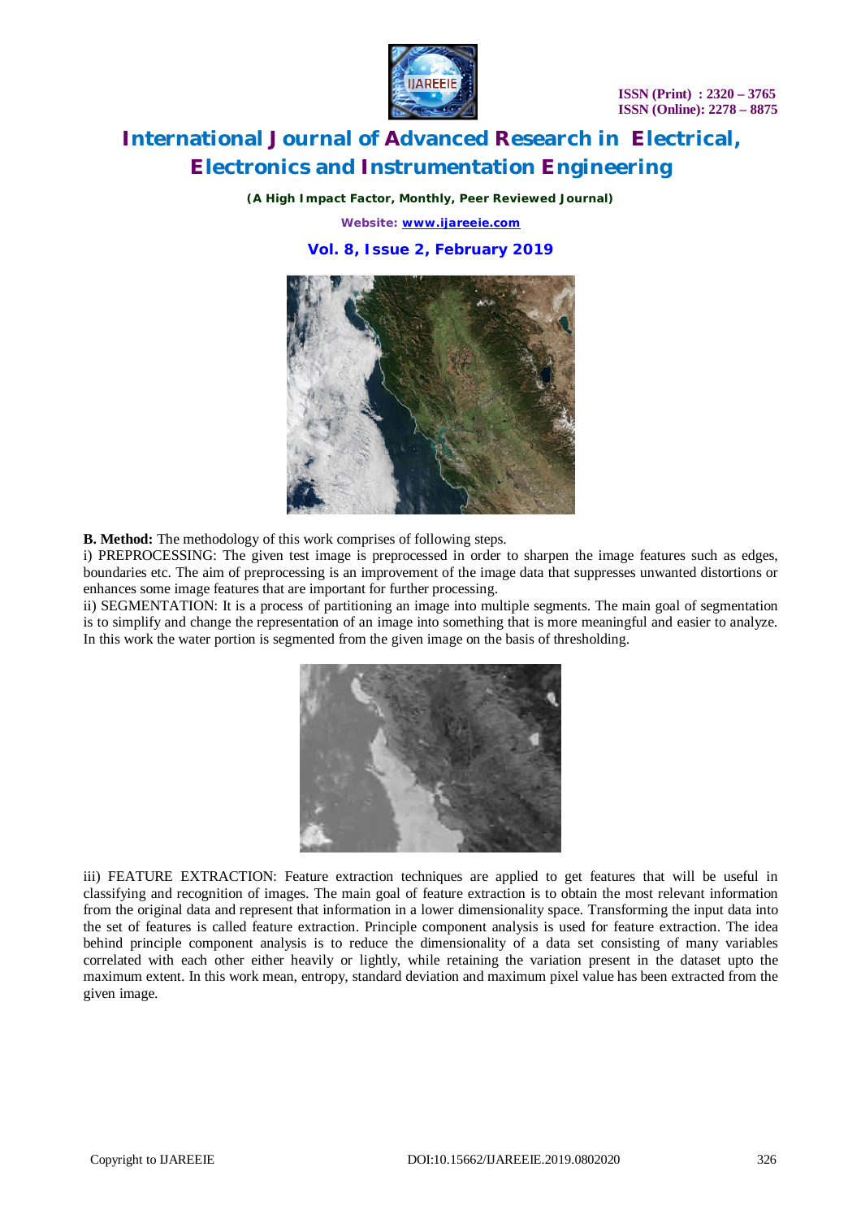**B. Method:** The methodology of this work comprises of following steps.

i) PREPROCESSING: The given test image is preprocessed in order to sharpen the image features such as edges, boundaries etc. The aim of preprocessing is an improvement of the image data that suppresses unwanted distortions or enhances some image features that are important for further processing.

ii) SEGMENTATION: It is a process of partitioning an image into multiple segments. The main goal of segmentation is to simplify and change the representation of an image into something that is more meaningful and easier to analyze. In this work the water portion is segmented from the given image on the basis of thresholding.

iii) FEATURE EXTRACTION: Feature extraction techniques are applied to get features that will be useful in classifying and recognition of images. The main goal of feature extraction is to obtain the most relevant information from the original data and represent that information in a lower dimensionality space. Transforming the input data into the set of features is called feature extraction. Principle component analysis is used for feature extraction. The idea behind principle component analysis is to reduce the dimensionality of a data set consisting of many variables correlated with each other either heavily or lightly, while retaining the variation present in the dataset upto the maximum extent. In this work mean, entropy, standard deviation and maximum pixel value has been extracted from the given image.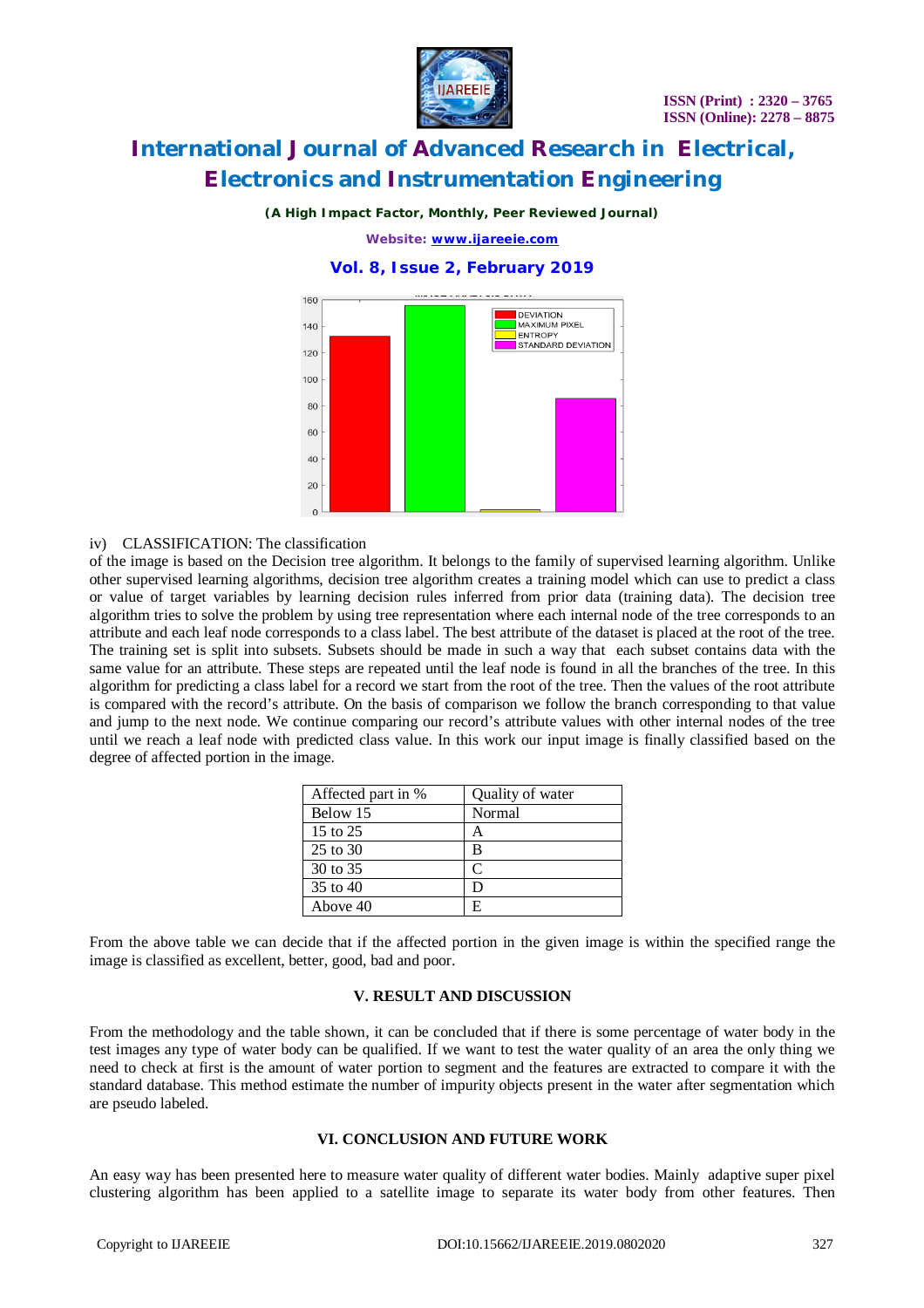iv) CLASSIFICATION: The classification of the image is based on the Decision tree algorithm. It belongs to the family of supervised learning algorithm. Unlike other supervised learning algorithms, decision tree algorithm creates a training model which can use to predict a class or value of target variables by learning decision rules inferred from prior data (training data). The decision tree algorithm tries to solve the problem by using tree representation where each internal node of the tree corresponds to an attribute and each leaf node corresponds to a class label. The best attribute of the dataset is placed at the root of the tree. The training set is split into subsets. Subsets should be made in such a way that each subset contains data with the same value for an attribute. These steps are repeated until the leaf node is found in all the branches of the tree. In this algorithm for predicting a class label for a record we start from the root of the tree. Then the values of the root attribute is compared with the record's attribute. On the basis of comparison we follow the branch corresponding to that value and jump to the next node. We continue comparing our record's attribute values with other internal nodes of the tree until we reach a leaf node with predicted class value. In this work our input image is finally classified based on the degree of affected portion in the image.

| Affected part in % | Quality of water |
|---|---|
| Below 15 | Normal |
| 15 to 25 | A |
| 25 to 30 | B |
| 30 to 35 | C |
| 35 to 40 | D |
| Above 40 | E |

From the above table we can decide that if the affected portion in the given image is within the specified range the image is classified as excellent, better, good, bad and poor.

## V. RESULT AND DISCUSSION

From the methodology and the table shown, it can be concluded that if there is some percentage of water body in the test images any type of water body can be qualified. If we want to test the water quality of an area the only thing we need to check at first is the amount of water portion to segment and the features are extracted to compare it with the standard database. This method estimate the number of impurity objects present in the water after segmentation which are pseudo labeled.

## VI. CONCLUSION AND FUTURE WORK

An easy way has been presented here to measure water quality of different water bodies. Mainly adaptive super pixel clustering algorithm has been applied to a satellite image to separate its water body from other features. Then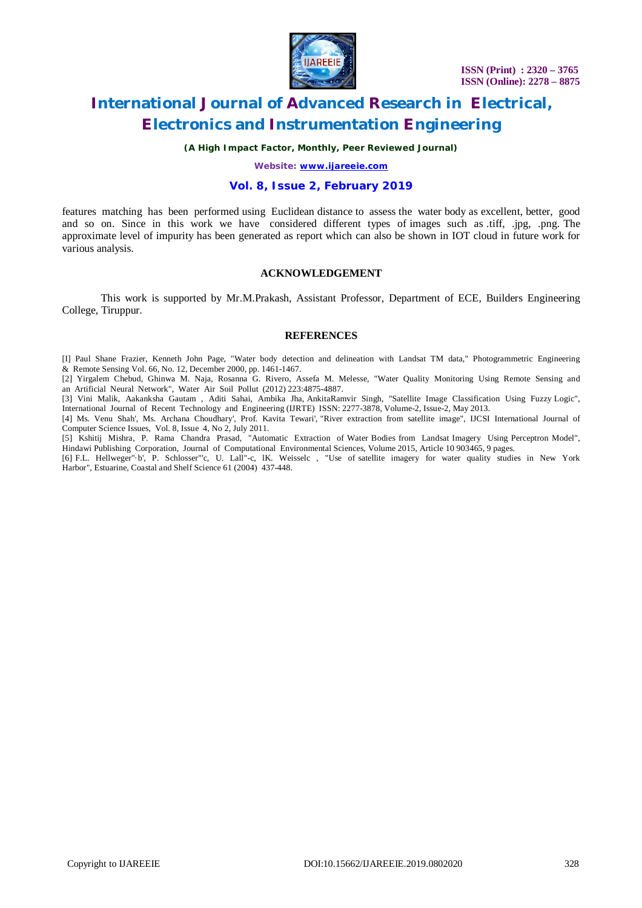features matching has been performed using Euclidean distance to assess the water body as excellent, better, good and so on. Since in this work we have considered different types of images such as .tiff, .jpg, .png. The approximate level of impurity has been generated as report which can also be shown in IOT cloud in future work for various analysis.

## ACKNOWLEDGEMENT

This work is supported by Mr.M.Prakash, Assistant Professor, Department of ECE, Builders Engineering College, Tiruppur.

## REFERENCES

[I] Paul Shane Frazier, Kenneth John Page, "Water body detection and delineation with Landsat TM data," Photogrammetric Engineering & Remote Sensing Vol. 66, No. 12, December 2000, pp. 1461-1467.

[2] Yirgalem Chebud, Ghinwa M. Naja, Rosanna G. Rivero, Assefa M. Melesse, "Water Quality Monitoring Using Remote Sensing and an Artificial Neural Network", Water Air Soil Pollut (2012) 223:4875-4887.

[3] Vini Malik, Aakanksha Gautam , Aditi Sahai, Ambika Jha, AnkitaRamvir Singh, "Satellite Image Classification Using Fuzzy Logic", International Journal of Recent Technology and Engineering (IJRTE) ISSN: 2277-3878, Volume-2, Issue-2, May 2013.

[4] Ms. Venu Shah', Ms. Archana Choudhary', Prof. Kavita Tewari', "River extraction from satellite image", IJCSI International Journal of Computer Science Issues, Vol. 8, Issue 4, No 2, July 2011.

[5] Kshitij Mishra, P. Rama Chandra Prasad, "Automatic Extraction of Water Bodies from Landsat Imagery Using Perceptron Model", Hindawi Publishing Corporation, Journal of Computational Environmental Sciences, Volume 2015, Article 10 903465, 9 pages.

[6] F.L. Hellweger"·b', P. Schlosser"'c, U. Lall"-c, lK. Weisselc , "Use of satellite imagery for water quality studies in New York Harbor", Estuarine, Coastal and Shelf Science 61 (2004) 437-448.